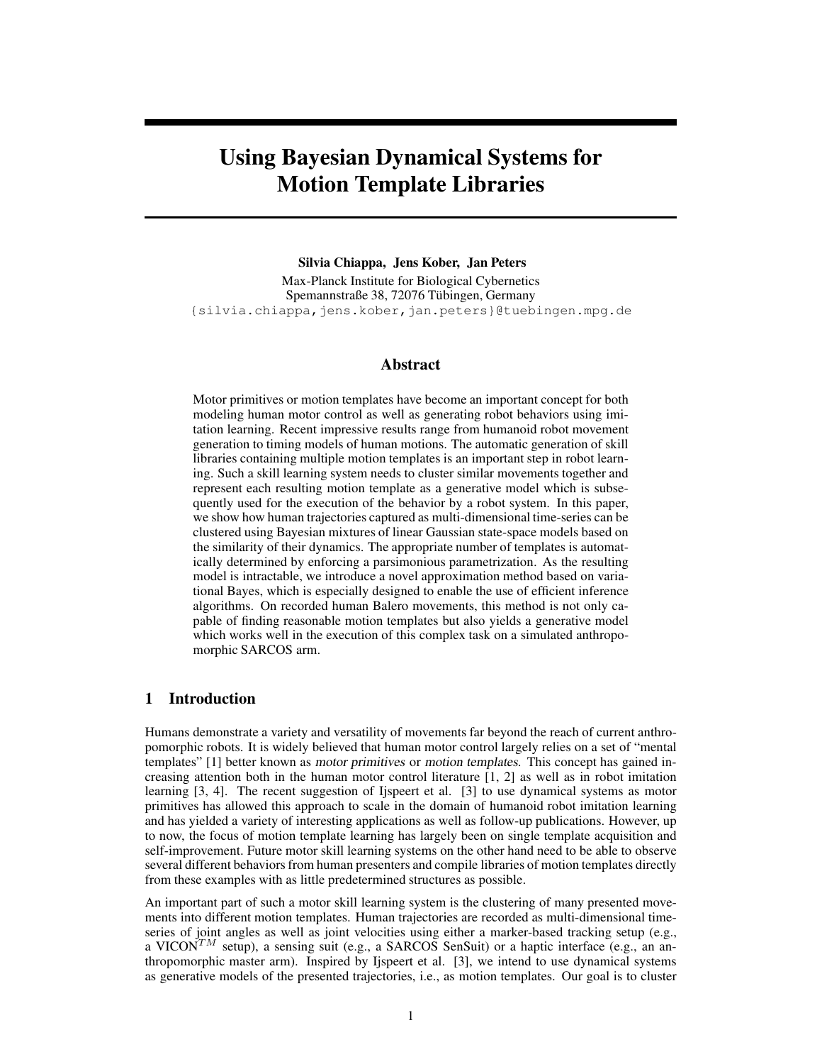# Using Bayesian Dynamical Systems for Motion Template Libraries

**Silvia Chiappa, Jens Kober, Jan Peters**

Max-Planck Institute for Biological Cybernetics
Spemannstraße 38, 72076 Tübingen, Germany
{silvia.chiappa,jens.kober,jan.peters}@tuebingen.mpg.de

## Abstract

Motor primitives or motion templates have become an important concept for both modeling human motor control as well as generating robot behaviors using imitation learning. Recent impressive results range from humanoid robot movement generation to timing models of human motions. The automatic generation of skill libraries containing multiple motion templates is an important step in robot learning. Such a skill learning system needs to cluster similar movements together and represent each resulting motion template as a generative model which is subsequently used for the execution of the behavior by a robot system. In this paper, we show how human trajectories captured as multi-dimensional time-series can be clustered using Bayesian mixtures of linear Gaussian state-space models based on the similarity of their dynamics. The appropriate number of templates is automatically determined by enforcing a parsimonious parametrization. As the resulting model is intractable, we introduce a novel approximation method based on variational Bayes, which is especially designed to enable the use of efficient inference algorithms. On recorded human Balero movements, this method is not only capable of finding reasonable motion templates but also yields a generative model which works well in the execution of this complex task on a simulated anthropomorphic SARCOS arm.

## 1 Introduction

Humans demonstrate a variety and versatility of movements far beyond the reach of current anthropomorphic robots. It is widely believed that human motor control largely relies on a set of "mental templates" [1] better known as *motor primitives* or *motion templates*. This concept has gained increasing attention both in the human motor control literature [1, 2] as well as in robot imitation learning [3, 4]. The recent suggestion of Ijspeert et al. [3] to use dynamical systems as motor primitives has allowed this approach to scale in the domain of humanoid robot imitation learning and has yielded a variety of interesting applications as well as follow-up publications. However, up to now, the focus of motion template learning has largely been on single template acquisition and self-improvement. Future motor skill learning systems on the other hand need to be able to observe several different behaviors from human presenters and compile libraries of motion templates directly from these examples with as little predetermined structures as possible.

An important part of such a motor skill learning system is the clustering of many presented movements into different motion templates. Human trajectories are recorded as multi-dimensional time-series of joint angles as well as joint velocities using either a marker-based tracking setup (e.g., a VICON$^{TM}$ setup), a sensing suit (e.g., a SARCOS SenSuit) or a haptic interface (e.g., an anthropomorphic master arm). Inspired by Ijspeert et al. [3], we intend to use dynamical systems as generative models of the presented trajectories, i.e., as motion templates. Our goal is to cluster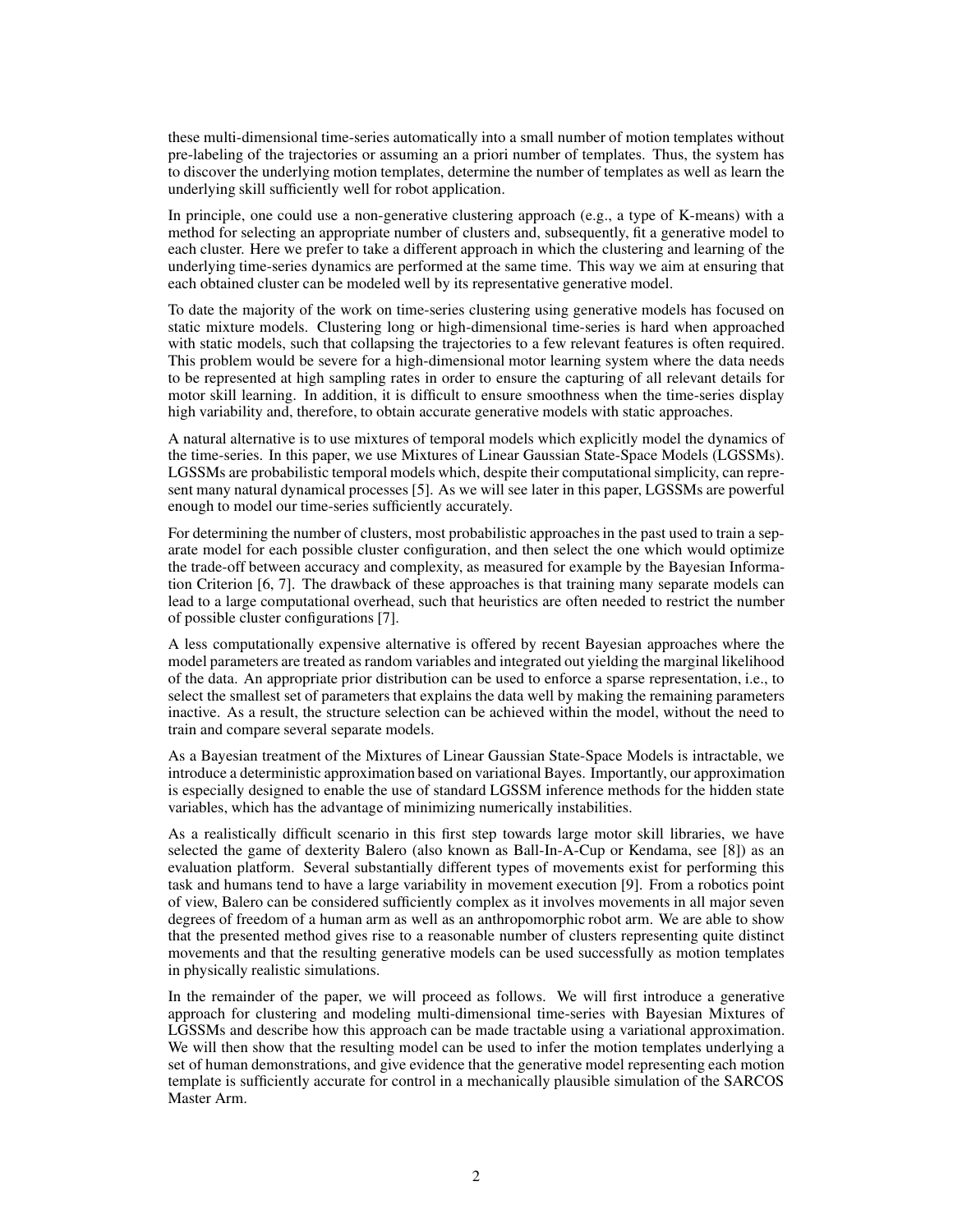these multi-dimensional time-series automatically into a small number of motion templates without pre-labeling of the trajectories or assuming an a priori number of templates. Thus, the system has to discover the underlying motion templates, determine the number of templates as well as learn the underlying skill sufficiently well for robot application.

In principle, one could use a non-generative clustering approach (e.g., a type of K-means) with a method for selecting an appropriate number of clusters and, subsequently, fit a generative model to each cluster. Here we prefer to take a different approach in which the clustering and learning of the underlying time-series dynamics are performed at the same time. This way we aim at ensuring that each obtained cluster can be modeled well by its representative generative model.

To date the majority of the work on time-series clustering using generative models has focused on static mixture models. Clustering long or high-dimensional time-series is hard when approached with static models, such that collapsing the trajectories to a few relevant features is often required. This problem would be severe for a high-dimensional motor learning system where the data needs to be represented at high sampling rates in order to ensure the capturing of all relevant details for motor skill learning. In addition, it is difficult to ensure smoothness when the time-series display high variability and, therefore, to obtain accurate generative models with static approaches.

A natural alternative is to use mixtures of temporal models which explicitly model the dynamics of the time-series. In this paper, we use Mixtures of Linear Gaussian State-Space Models (LGSSMs). LGSSMs are probabilistic temporal models which, despite their computational simplicity, can represent many natural dynamical processes [5]. As we will see later in this paper, LGSSMs are powerful enough to model our time-series sufficiently accurately.

For determining the number of clusters, most probabilistic approaches in the past used to train a separate model for each possible cluster configuration, and then select the one which would optimize the trade-off between accuracy and complexity, as measured for example by the Bayesian Information Criterion [6, 7]. The drawback of these approaches is that training many separate models can lead to a large computational overhead, such that heuristics are often needed to restrict the number of possible cluster configurations [7].

A less computationally expensive alternative is offered by recent Bayesian approaches where the model parameters are treated as random variables and integrated out yielding the marginal likelihood of the data. An appropriate prior distribution can be used to enforce a sparse representation, i.e., to select the smallest set of parameters that explains the data well by making the remaining parameters inactive. As a result, the structure selection can be achieved within the model, without the need to train and compare several separate models.

As a Bayesian treatment of the Mixtures of Linear Gaussian State-Space Models is intractable, we introduce a deterministic approximation based on variational Bayes. Importantly, our approximation is especially designed to enable the use of standard LGSSM inference methods for the hidden state variables, which has the advantage of minimizing numerically instabilities.

As a realistically difficult scenario in this first step towards large motor skill libraries, we have selected the game of dexterity Balero (also known as Ball-In-A-Cup or Kendama, see [8]) as an evaluation platform. Several substantially different types of movements exist for performing this task and humans tend to have a large variability in movement execution [9]. From a robotics point of view, Balero can be considered sufficiently complex as it involves movements in all major seven degrees of freedom of a human arm as well as an anthropomorphic robot arm. We are able to show that the presented method gives rise to a reasonable number of clusters representing quite distinct movements and that the resulting generative models can be used successfully as motion templates in physically realistic simulations.

In the remainder of the paper, we will proceed as follows. We will first introduce a generative approach for clustering and modeling multi-dimensional time-series with Bayesian Mixtures of LGSSMs and describe how this approach can be made tractable using a variational approximation. We will then show that the resulting model can be used to infer the motion templates underlying a set of human demonstrations, and give evidence that the generative model representing each motion template is sufficiently accurate for control in a mechanically plausible simulation of the SARCOS Master Arm.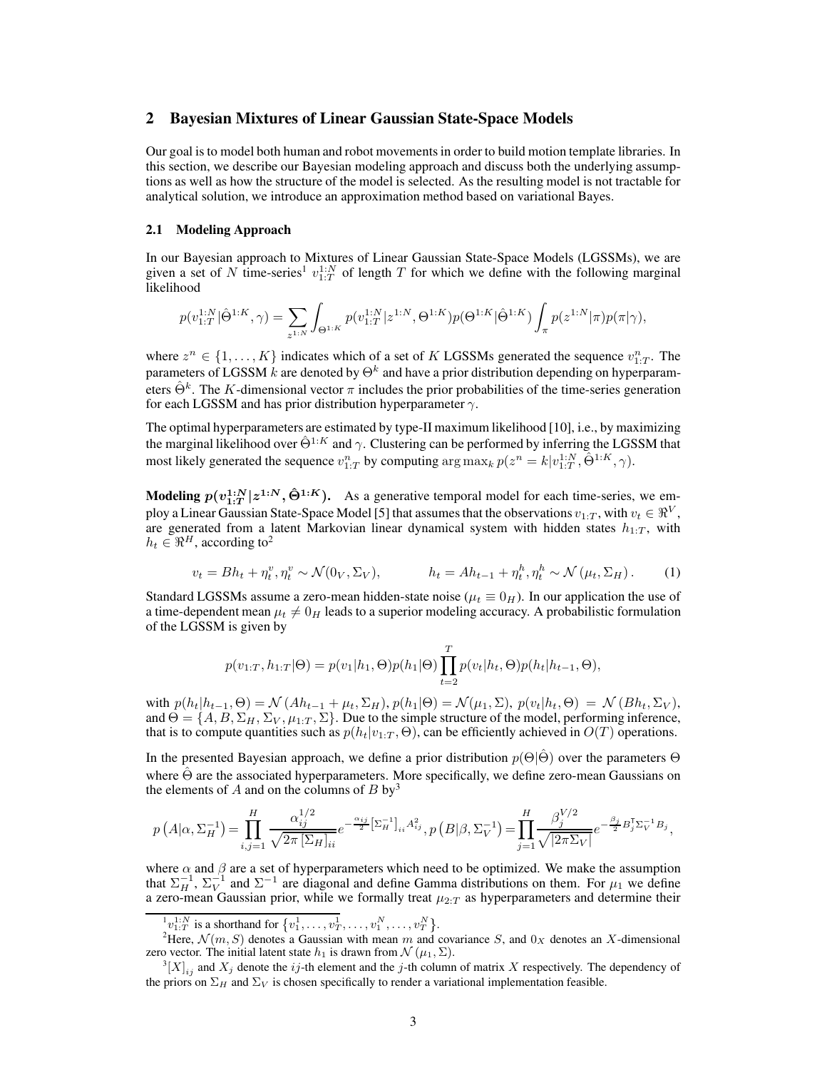## 2 Bayesian Mixtures of Linear Gaussian State-Space Models

Our goal is to model both human and robot movements in order to build motion template libraries. In this section, we describe our Bayesian modeling approach and discuss both the underlying assumptions as well as how the structure of the model is selected. As the resulting model is not tractable for analytical solution, we introduce an approximation method based on variational Bayes.

### 2.1 Modeling Approach

In our Bayesian approach to Mixtures of Linear Gaussian State-Space Models (LGSSMs), we are given a set of $N$ time-series[1] $v_{1:T}^{1:N}$ of length $T$ for which we define with the following marginal likelihood

$$p(v_{1:T}^{1:N}|\hat{\Theta}^{1:K},\gamma) = \sum_{z^{1:N}} \int_{\Theta^{1:K}} p(v_{1:T}^{1:N}|z^{1:N},\Theta^{1:K}) p(\Theta^{1:K}|\hat{\Theta}^{1:K}) \int_{\pi} p(z^{1:N}|\pi)p(\pi|\gamma),$$

where $z^n \in \{1,\ldots,K\}$ indicates which of a set of $K$ LGSSMs generated the sequence $v_{1:T}^n$. The parameters of LGSSM $k$ are denoted by $\Theta^k$ and have a prior distribution depending on hyperparameters $\hat{\Theta}^k$. The $K$-dimensional vector $\pi$ includes the prior probabilities of the time-series generation for each LGSSM and has prior distribution hyperparameter $\gamma$.

The optimal hyperparameters are estimated by type-II maximum likelihood [10], i.e., by maximizing the marginal likelihood over $\hat{\Theta}^{1:K}$ and $\gamma$. Clustering can be performed by inferring the LGSSM that most likely generated the sequence $v_{1:T}^n$ by computing $\arg\max_k p(z^n = k|v_{1:T}^{1:N}, \hat{\Theta}^{1:K}, \gamma)$.

**Modeling $p(v_{1:T}^{1:N}|z^{1:N},\hat{\Theta}^{1:K})$.** As a generative temporal model for each time-series, we employ a Linear Gaussian State-Space Model [5] that assumes that the observations $v_{1:T}$, with $v_t \in \Re^V$, are generated from a latent Markovian linear dynamical system with hidden states $h_{1:T}$, with $h_t \in \Re^H$, according to[2]

$$v_t = Bh_t + \eta_t^v, \eta_t^v \sim \mathcal{N}(0_V,\Sigma_V), \qquad h_t = Ah_{t-1} + \eta_t^h, \eta_t^h \sim \mathcal{N}(\mu_t,\Sigma_H). \tag{1}$$

Standard LGSSMs assume a zero-mean hidden-state noise ($\mu_t \equiv 0_H$). In our application the use of a time-dependent mean $\mu_t \neq 0_H$ leads to a superior modeling accuracy. A probabilistic formulation of the LGSSM is given by

$$p(v_{1:T},h_{1:T}|\Theta) = p(v_1|h_1,\Theta)p(h_1|\Theta)\prod_{t=2}^{T} p(v_t|h_t,\Theta)p(h_t|h_{t-1},\Theta),$$

with $p(h_t|h_{t-1},\Theta) = \mathcal{N}(Ah_{t-1}+\mu_t,\Sigma_H)$, $p(h_1|\Theta) = \mathcal{N}(\mu_1,\Sigma)$, $p(v_t|h_t,\Theta) = \mathcal{N}(Bh_t,\Sigma_V)$, and $\Theta = \{A,B,\Sigma_H,\Sigma_V,\mu_{1:T},\Sigma\}$. Due to the simple structure of the model, performing inference, that is to compute quantities such as $p(h_t|v_{1:T},\Theta)$, can be efficiently achieved in $O(T)$ operations.

In the presented Bayesian approach, we define a prior distribution $p(\Theta|\hat{\Theta})$ over the parameters $\Theta$ where $\hat{\Theta}$ are the associated hyperparameters. More specifically, we define zero-mean Gaussians on the elements of $A$ and on the columns of $B$ by[3]

$$p\left(A|\alpha,\Sigma_H^{-1}\right) = \prod_{i,j=1}^{H} \frac{\alpha_{ij}^{1/2}}{\sqrt{2\pi\,[\Sigma_H]_{ii}}} e^{-\frac{\alpha_{ij}}{2}[\Sigma_H^{-1}]_{ii}A_{ij}^2}, \, p\left(B|\beta,\Sigma_V^{-1}\right) = \prod_{j=1}^{H} \frac{\beta_j^{V/2}}{\sqrt{|2\pi\Sigma_V|}} e^{-\frac{\beta_j}{2}B_j^{\mathsf{T}}\Sigma_V^{-1}B_j},$$

where $\alpha$ and $\beta$ are a set of hyperparameters which need to be optimized. We make the assumption that $\Sigma_H^{-1}$, $\Sigma_V^{-1}$ and $\Sigma^{-1}$ are diagonal and define Gamma distributions on them. For $\mu_1$ we define a zero-mean Gaussian prior, while we formally treat $\mu_{2:T}$ as hyperparameters and determine their

[1] $v_{1:T}^{1:N}$ is a shorthand for $\{v_1^1,\ldots,v_T^1,\ldots,v_1^N,\ldots,v_T^N\}$.

[2] Here, $\mathcal{N}(m,S)$ denotes a Gaussian with mean $m$ and covariance $S$, and $0_X$ denotes an $X$-dimensional zero vector. The initial latent state $h_1$ is drawn from $\mathcal{N}(\mu_1,\Sigma)$.

[3] $[X]_{ij}$ and $X_j$ denote the $ij$-th element and the $j$-th column of matrix $X$ respectively. The dependency of the priors on $\Sigma_H$ and $\Sigma_V$ is chosen specifically to render a variational implementation feasible.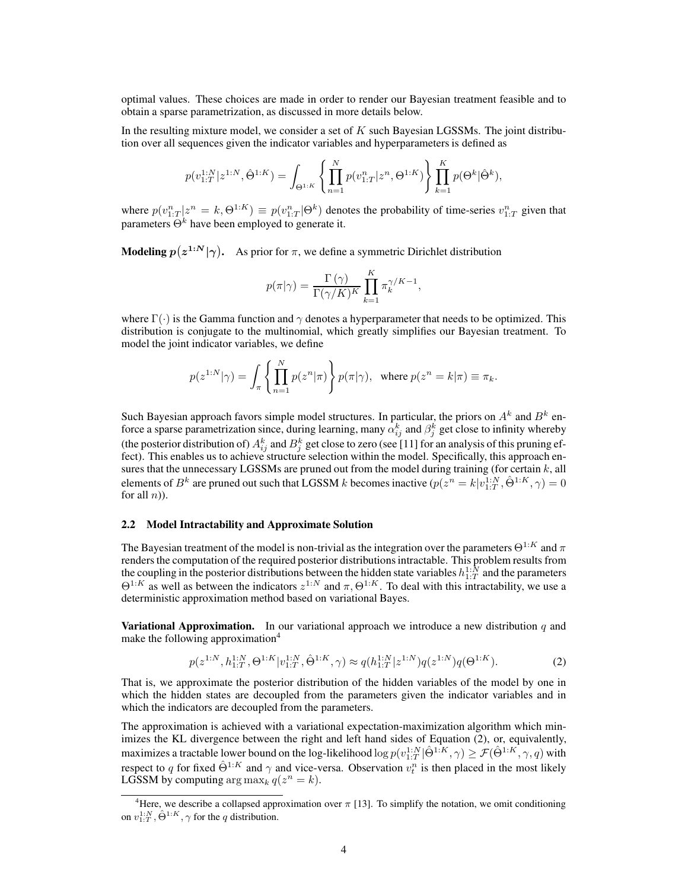optimal values. These choices are made in order to render our Bayesian treatment feasible and to obtain a sparse parametrization, as discussed in more details below.

In the resulting mixture model, we consider a set of $K$ such Bayesian LGSSMs. The joint distribution over all sequences given the indicator variables and hyperparameters is defined as

$$p(v_{1:T}^{1:N}|z^{1:N}, \hat{\Theta}^{1:K}) = \int_{\Theta^{1:K}} \left\{ \prod_{n=1}^{N} p(v_{1:T}^{n}|z^{n}, \Theta^{1:K}) \right\} \prod_{k=1}^{K} p(\Theta^{k}|\hat{\Theta}^{k}),$$

where $p(v_{1:T}^{n}|z^{n} = k, \Theta^{1:K}) \equiv p(v_{1:T}^{n}|\Theta^{k})$ denotes the probability of time-series $v_{1:T}^{n}$ given that parameters $\Theta^{k}$ have been employed to generate it.

**Modeling $p(z^{1:N}|\gamma)$.** As prior for $\pi$, we define a symmetric Dirichlet distribution

$$p(\pi|\gamma) = \frac{\Gamma(\gamma)}{\Gamma(\gamma/K)^{K}} \prod_{k=1}^{K} \pi_{k}^{\gamma/K-1},$$

where $\Gamma(\cdot)$ is the Gamma function and $\gamma$ denotes a hyperparameter that needs to be optimized. This distribution is conjugate to the multinomial, which greatly simplifies our Bayesian treatment. To model the joint indicator variables, we define

$$p(z^{1:N}|\gamma) = \int_{\pi} \left\{ \prod_{n=1}^{N} p(z^{n}|\pi) \right\} p(\pi|\gamma), \quad \text{where } p(z^{n} = k|\pi) \equiv \pi_{k}.$$

Such Bayesian approach favors simple model structures. In particular, the priors on $A^{k}$ and $B^{k}$ enforce a sparse parametrization since, during learning, many $\alpha_{ij}^{k}$ and $\beta_{j}^{k}$ get close to infinity whereby (the posterior distribution of) $A_{ij}^{k}$ and $B_{j}^{k}$ get close to zero (see [11] for an analysis of this pruning effect). This enables us to achieve structure selection within the model. Specifically, this approach ensures that the unnecessary LGSSMs are pruned out from the model during training (for certain $k$, all elements of $B^{k}$ are pruned out such that LGSSM $k$ becomes inactive ($p(z^{n} = k|v_{1:T}^{1:N}, \hat{\Theta}^{1:K}, \gamma) = 0$ for all $n$)).

### 2.2 Model Intractability and Approximate Solution

The Bayesian treatment of the model is non-trivial as the integration over the parameters $\Theta^{1:K}$ and $\pi$ renders the computation of the required posterior distributions intractable. This problem results from the coupling in the posterior distributions between the hidden state variables $h_{1:T}^{1:N}$ and the parameters $\Theta^{1:K}$ as well as between the indicators $z^{1:N}$ and $\pi, \Theta^{1:K}$. To deal with this intractability, we use a deterministic approximation method based on variational Bayes.

**Variational Approximation.** In our variational approach we introduce a new distribution $q$ and make the following approximation[4]

$$p(z^{1:N}, h_{1:T}^{1:N}, \Theta^{1:K}|v_{1:T}^{1:N}, \hat{\Theta}^{1:K}, \gamma) \approx q(h_{1:T}^{1:N}|z^{1:N})q(z^{1:N})q(\Theta^{1:K}). \tag{2}$$

That is, we approximate the posterior distribution of the hidden variables of the model by one in which the hidden states are decoupled from the parameters given the indicator variables and in which the indicators are decoupled from the parameters.

The approximation is achieved with a variational expectation-maximization algorithm which minimizes the KL divergence between the right and left hand sides of Equation (2), or, equivalently, maximizes a tractable lower bound on the log-likelihood $\log p(v_{1:T}^{1:N}|\hat{\Theta}^{1:K}, \gamma) \geq \mathcal{F}(\hat{\Theta}^{1:K}, \gamma, q)$ with respect to $q$ for fixed $\hat{\Theta}^{1:K}$ and $\gamma$ and vice-versa. Observation $v_{t}^{n}$ is then placed in the most likely LGSSM by computing $\arg\max_{k} q(z^{n} = k)$.

[4] Here, we describe a collapsed approximation over $\pi$ [13]. To simplify the notation, we omit conditioning on $v_{1:T}^{1:N}, \hat{\Theta}^{1:K}, \gamma$ for the $q$ distribution.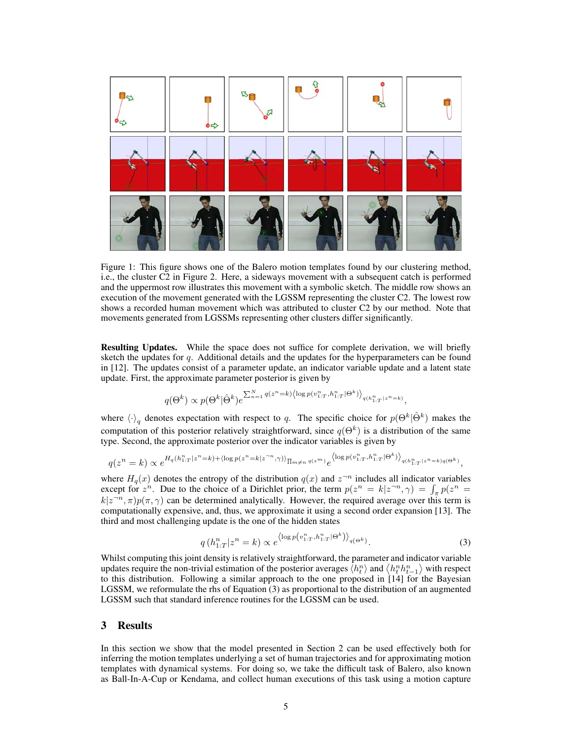Figure 1: This figure shows one of the Balero motion templates found by our clustering method, i.e., the cluster C2 in Figure 2. Here, a sideways movement with a subsequent catch is performed and the uppermost row illustrates this movement with a symbolic sketch. The middle row shows an execution of the movement generated with the LGSSM representing the cluster C2. The lowest row shows a recorded human movement which was attributed to cluster C2 by our method. Note that movements generated from LGSSMs representing other clusters differ significantly.

**Resulting Updates.** While the space does not suffice for complete derivation, we will briefly sketch the updates for $q$. Additional details and the updates for the hyperparameters can be found in [12]. The updates consist of a parameter update, an indicator variable update and a latent state update. First, the approximate parameter posterior is given by

$$q(\Theta^k) \propto p(\Theta^k|\hat{\Theta}^k) e^{\sum_{n=1}^{N} q(z^n=k) \left\langle \log p(v_{1:T}^n, h_{1:T}^n|\Theta^k) \right\rangle_{q(h_{1:T}^n|z^n=k)}},$$

where $\langle\cdot\rangle_q$ denotes expectation with respect to $q$. The specific choice for $p(\Theta^k|\hat{\Theta}^k)$ makes the computation of this posterior relatively straightforward, since $q(\Theta^k)$ is a distribution of the same type. Second, the approximate posterior over the indicator variables is given by

$$q(z^n = k) \propto e^{H_q(h_{1:T}^n|z^n=k) + \langle \log p(z^n=k|z^{\neg n},\gamma)\rangle_{\prod_{m\neq n} q(z^m)}} e^{\left\langle \log p(v_{1:T}^n, h_{1:T}^n|\Theta^k)\right\rangle_{q(h_{1:T}^n|z^n=k)q(\Theta^k)}},$$

where $H_q(x)$ denotes the entropy of the distribution $q(x)$ and $z^{\neg n}$ includes all indicator variables except for $z^n$. Due to the choice of a Dirichlet prior, the term $p(z^n = k|z^{\neg n}, \gamma) = \int_\pi p(z^n = k|z^{\neg n}, \pi)p(\pi, \gamma)$ can be determined analytically. However, the required average over this term is computationally expensive, and, thus, we approximate it using a second order expansion [13]. The third and most challenging update is the one of the hidden states

$$q\left(h_{1:T}^n|z^n = k\right) \propto e^{\left\langle \log p\left(v_{1:T}^n, h_{1:T}^n|\Theta^k\right)\right\rangle_{q(\Theta^k)}}. \tag{3}$$

Whilst computing this joint density is relatively straightforward, the parameter and indicator variable updates require the non-trivial estimation of the posterior averages $\langle h_t^n\rangle$ and $\langle h_t^n h_{t-1}^n\rangle$ with respect to this distribution. Following a similar approach to the one proposed in [14] for the Bayesian LGSSM, we reformulate the rhs of Equation (3) as proportional to the distribution of an augmented LGSSM such that standard inference routines for the LGSSM can be used.

## 3 Results

In this section we show that the model presented in Section 2 can be used effectively both for inferring the motion templates underlying a set of human trajectories and for approximating motion templates with dynamical systems. For doing so, we take the difficult task of Balero, also known as Ball-In-A-Cup or Kendama, and collect human executions of this task using a motion capture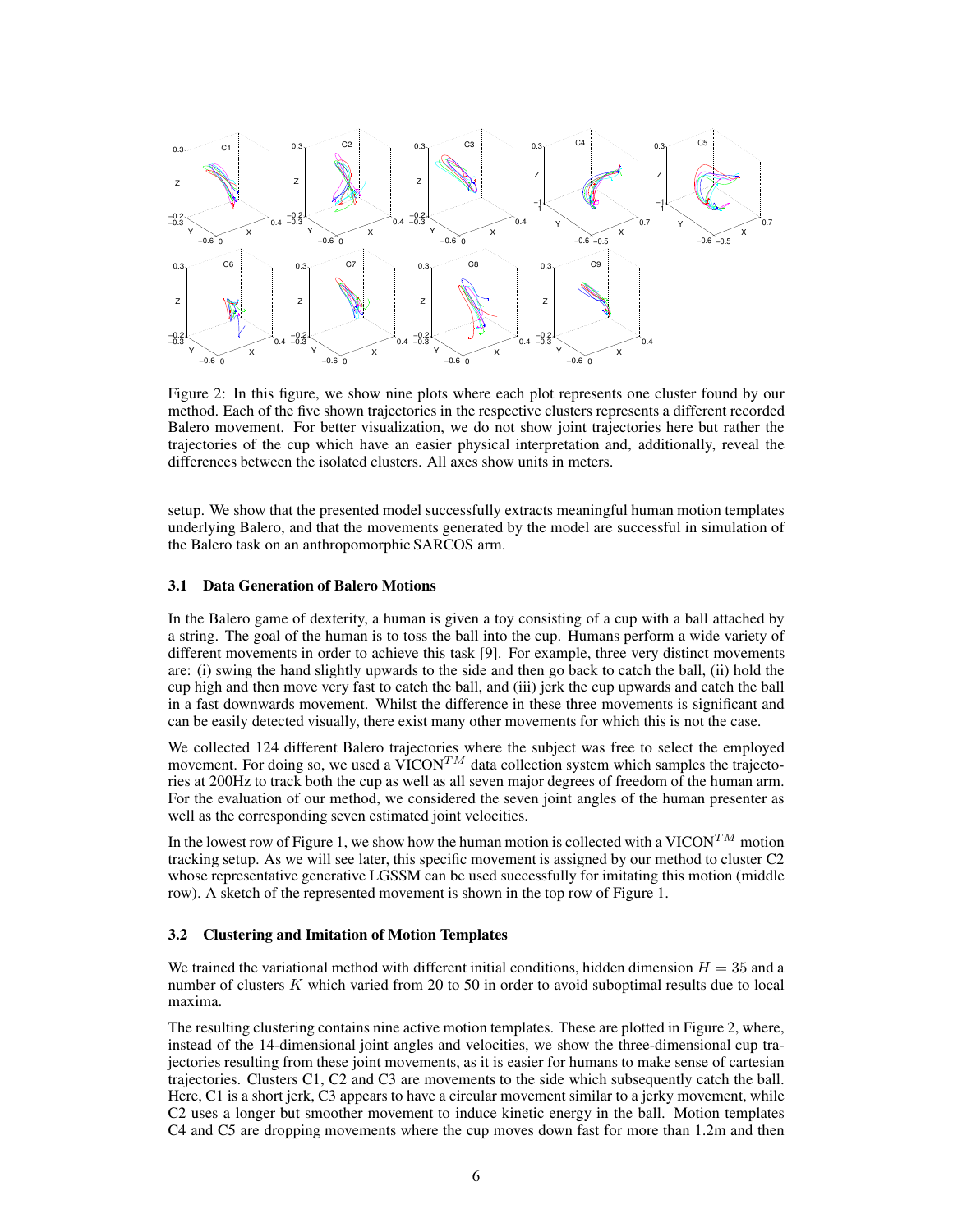Figure 2: In this figure, we show nine plots where each plot represents one cluster found by our method. Each of the five shown trajectories in the respective clusters represents a different recorded Balero movement. For better visualization, we do not show joint trajectories here but rather the trajectories of the cup which have an easier physical interpretation and, additionally, reveal the differences between the isolated clusters. All axes show units in meters.

setup. We show that the presented model successfully extracts meaningful human motion templates underlying Balero, and that the movements generated by the model are successful in simulation of the Balero task on an anthropomorphic SARCOS arm.

### 3.1 Data Generation of Balero Motions

In the Balero game of dexterity, a human is given a toy consisting of a cup with a ball attached by a string. The goal of the human is to toss the ball into the cup. Humans perform a wide variety of different movements in order to achieve this task [9]. For example, three very distinct movements are: (i) swing the hand slightly upwards to the side and then go back to catch the ball, (ii) hold the cup high and then move very fast to catch the ball, and (iii) jerk the cup upwards and catch the ball in a fast downwards movement. Whilst the difference in these three movements is significant and can be easily detected visually, there exist many other movements for which this is not the case.

We collected 124 different Balero trajectories where the subject was free to select the employed movement. For doing so, we used a VICON$^{TM}$ data collection system which samples the trajectories at 200Hz to track both the cup as well as all seven major degrees of freedom of the human arm. For the evaluation of our method, we considered the seven joint angles of the human presenter as well as the corresponding seven estimated joint velocities.

In the lowest row of Figure 1, we show how the human motion is collected with a VICON$^{TM}$ motion tracking setup. As we will see later, this specific movement is assigned by our method to cluster C2 whose representative generative LGSSM can be used successfully for imitating this motion (middle row). A sketch of the represented movement is shown in the top row of Figure 1.

### 3.2 Clustering and Imitation of Motion Templates

We trained the variational method with different initial conditions, hidden dimension $H = 35$ and a number of clusters $K$ which varied from 20 to 50 in order to avoid suboptimal results due to local maxima.

The resulting clustering contains nine active motion templates. These are plotted in Figure 2, where, instead of the 14-dimensional joint angles and velocities, we show the three-dimensional cup trajectories resulting from these joint movements, as it is easier for humans to make sense of cartesian trajectories. Clusters C1, C2 and C3 are movements to the side which subsequently catch the ball. Here, C1 is a short jerk, C3 appears to have a circular movement similar to a jerky movement, while C2 uses a longer but smoother movement to induce kinetic energy in the ball. Motion templates C4 and C5 are dropping movements where the cup moves down fast for more than 1.2m and then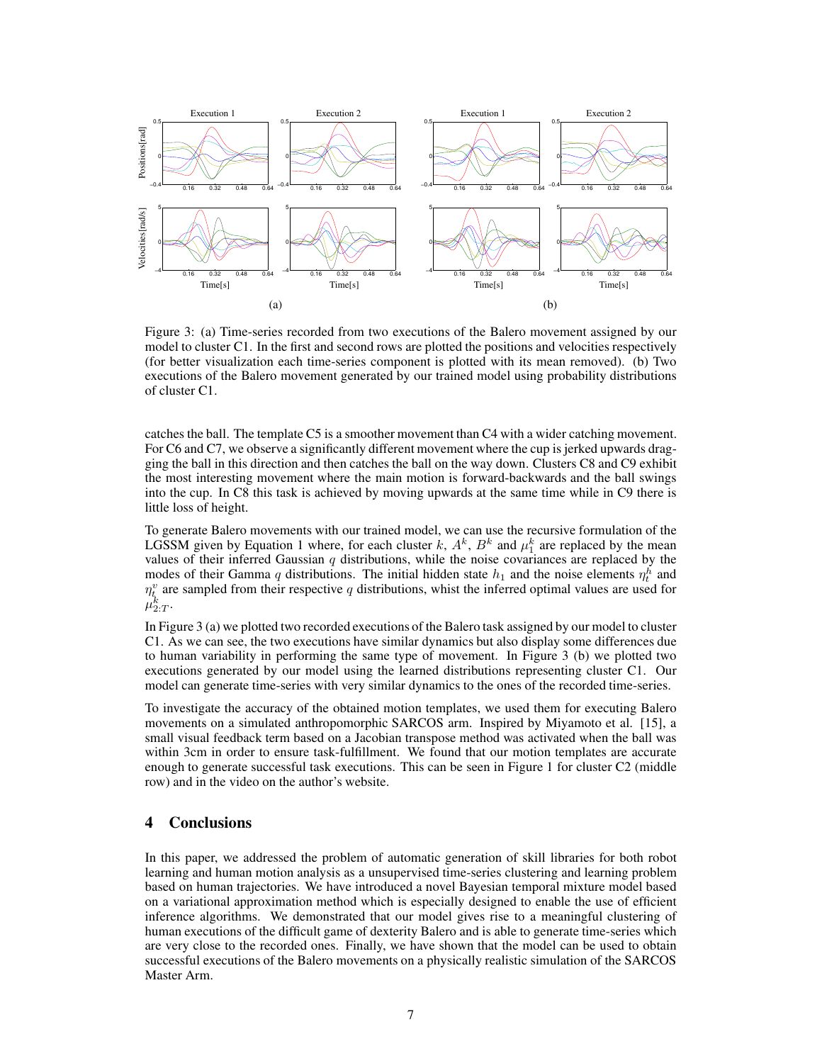Figure 3: (a) Time-series recorded from two executions of the Balero movement assigned by our model to cluster C1. In the first and second rows are plotted the positions and velocities respectively (for better visualization each time-series component is plotted with its mean removed). (b) Two executions of the Balero movement generated by our trained model using probability distributions of cluster C1.

catches the ball. The template C5 is a smoother movement than C4 with a wider catching movement. For C6 and C7, we observe a significantly different movement where the cup is jerked upwards dragging the ball in this direction and then catches the ball on the way down. Clusters C8 and C9 exhibit the most interesting movement where the main motion is forward-backwards and the ball swings into the cup. In C8 this task is achieved by moving upwards at the same time while in C9 there is little loss of height.

To generate Balero movements with our trained model, we can use the recursive formulation of the LGSSM given by Equation 1 where, for each cluster $k$, $A^k$, $B^k$ and $\mu_1^k$ are replaced by the mean values of their inferred Gaussian $q$ distributions, while the noise covariances are replaced by the modes of their Gamma $q$ distributions. The initial hidden state $h_1$ and the noise elements $\eta_t^h$ and $\eta_t^v$ are sampled from their respective $q$ distributions, whilst the inferred optimal values are used for $\mu_{2:T}^k$.

In Figure 3 (a) we plotted two recorded executions of the Balero task assigned by our model to cluster C1. As we can see, the two executions have similar dynamics but also display some differences due to human variability in performing the same type of movement. In Figure 3 (b) we plotted two executions generated by our model using the learned distributions representing cluster C1. Our model can generate time-series with very similar dynamics to the ones of the recorded time-series.

To investigate the accuracy of the obtained motion templates, we used them for executing Balero movements on a simulated anthropomorphic SARCOS arm. Inspired by Miyamoto et al. [15], a small visual feedback term based on a Jacobian transpose method was activated when the ball was within 3cm in order to ensure task-fulfillment. We found that our motion templates are accurate enough to generate successful task executions. This can be seen in Figure 1 for cluster C2 (middle row) and in the video on the author's website.

## 4 Conclusions

In this paper, we addressed the problem of automatic generation of skill libraries for both robot learning and human motion analysis as a unsupervised time-series clustering and learning problem based on human trajectories. We have introduced a novel Bayesian temporal mixture model based on a variational approximation method which is especially designed to enable the use of efficient inference algorithms. We demonstrated that our model gives rise to a meaningful clustering of human executions of the difficult game of dexterity Balero and is able to generate time-series which are very close to the recorded ones. Finally, we have shown that the model can be used to obtain successful executions of the Balero movements on a physically realistic simulation of the SARCOS Master Arm.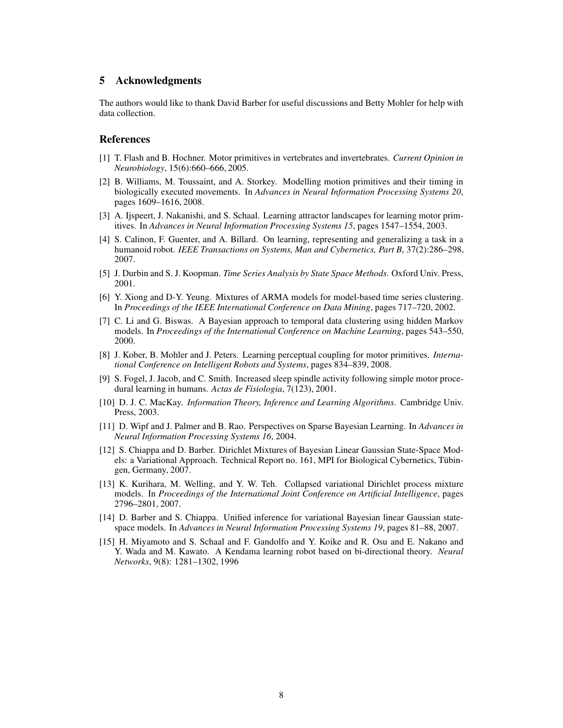## 5 Acknowledgments

The authors would like to thank David Barber for useful discussions and Betty Mohler for help with data collection.

## References

[1] T. Flash and B. Hochner. Motor primitives in vertebrates and invertebrates. *Current Opinion in Neurobiology*, 15(6):660–666, 2005.

[2] B. Williams, M. Toussaint, and A. Storkey. Modelling motion primitives and their timing in biologically executed movements. In *Advances in Neural Information Processing Systems 20*, pages 1609–1616, 2008.

[3] A. Ijspeert, J. Nakanishi, and S. Schaal. Learning attractor landscapes for learning motor primitives. In *Advances in Neural Information Processing Systems 15*, pages 1547–1554, 2003.

[4] S. Calinon, F. Guenter, and A. Billard. On learning, representing and generalizing a task in a humanoid robot. *IEEE Transactions on Systems, Man and Cybernetics, Part B*, 37(2):286–298, 2007.

[5] J. Durbin and S. J. Koopman. *Time Series Analysis by State Space Methods*. Oxford Univ. Press, 2001.

[6] Y. Xiong and D-Y. Yeung. Mixtures of ARMA models for model-based time series clustering. In *Proceedings of the IEEE International Conference on Data Mining*, pages 717–720, 2002.

[7] C. Li and G. Biswas. A Bayesian approach to temporal data clustering using hidden Markov models. In *Proceedings of the International Conference on Machine Learning*, pages 543–550, 2000.

[8] J. Kober, B. Mohler and J. Peters. Learning perceptual coupling for motor primitives. *International Conference on Intelligent Robots and Systems*, pages 834–839, 2008.

[9] S. Fogel, J. Jacob, and C. Smith. Increased sleep spindle activity following simple motor procedural learning in humans. *Actas de Fisiologia*, 7(123), 2001.

[10] D. J. C. MacKay. *Information Theory, Inference and Learning Algorithms*. Cambridge Univ. Press, 2003.

[11] D. Wipf and J. Palmer and B. Rao. Perspectives on Sparse Bayesian Learning. In *Advances in Neural Information Processing Systems 16*, 2004.

[12] S. Chiappa and D. Barber. Dirichlet Mixtures of Bayesian Linear Gaussian State-Space Models: a Variational Approach. Technical Report no. 161, MPI for Biological Cybernetics, Tübingen, Germany, 2007.

[13] K. Kurihara, M. Welling, and Y. W. Teh. Collapsed variational Dirichlet process mixture models. In *Proceedings of the International Joint Conference on Artificial Intelligence*, pages 2796–2801, 2007.

[14] D. Barber and S. Chiappa. Unified inference for variational Bayesian linear Gaussian state-space models. In *Advances in Neural Information Processing Systems 19*, pages 81–88, 2007.

[15] H. Miyamoto and S. Schaal and F. Gandolfo and Y. Koike and R. Osu and E. Nakano and Y. Wada and M. Kawato. A Kendama learning robot based on bi-directional theory. *Neural Networks*, 9(8): 1281–1302, 1996